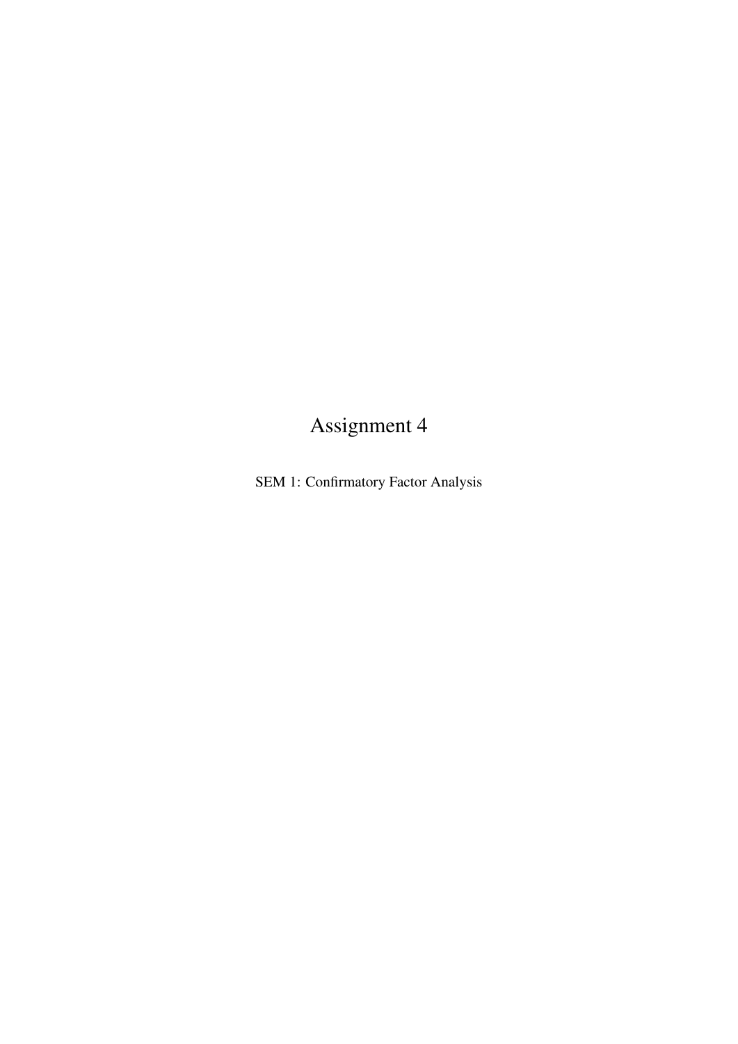# Assignment 4

SEM 1: Confirmatory Factor Analysis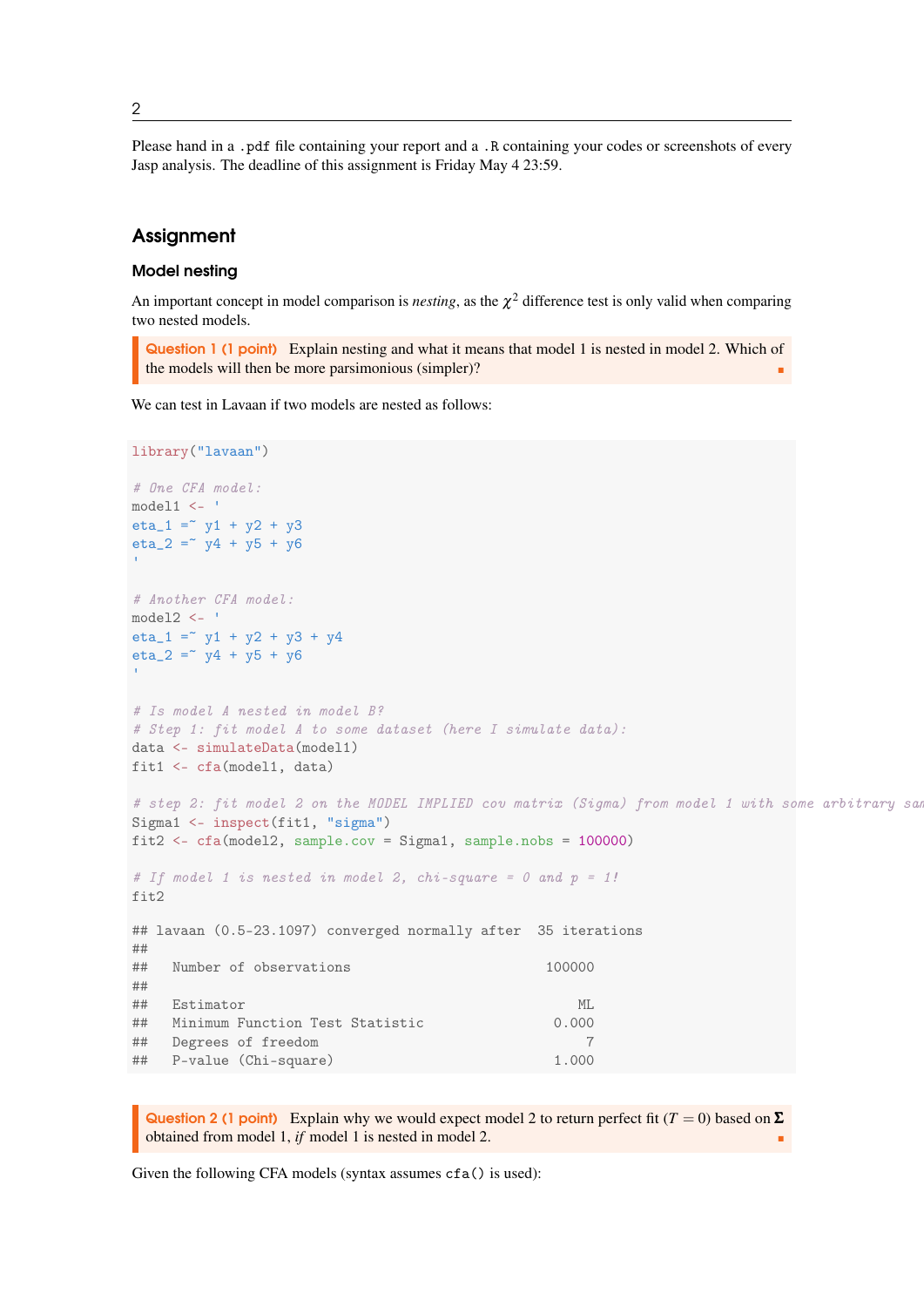Please hand in a .pdf file containing your report and a .R containing your codes or screenshots of every Jasp analysis. The deadline of this assignment is Friday May 4 23:59.

## Assignment

### Model nesting

An important concept in model comparison is *nesting*, as the $\chi^2$ difference test is only valid when comparing two nested models.

> **Question 1 (1 point)** Explain nesting and what it means that model 1 is nested in model 2. Which of the models will then be more parsimonious (simpler)?

We can test in Lavaan if two models are nested as follows:

```
library("lavaan")

# One CFA model:
model1 <- '
eta_1 =~ y1 + y2 + y3
eta_2 =~ y4 + y5 + y6
'

# Another CFA model:
model2 <- '
eta_1 =~ y1 + y2 + y3 + y4
eta_2 =~ y4 + y5 + y6
'

# Is model A nested in model B?
# Step 1: fit model A to some dataset (here I simulate data):
data <- simulateData(model1)
fit1 <- cfa(model1, data)

# step 2: fit model 2 on the MODEL IMPLIED cov matrix (Sigma) from model 1 with some arbitrary sam
Sigma1 <- inspect(fit1, "sigma")
fit2 <- cfa(model2, sample.cov = Sigma1, sample.nobs = 100000)

# If model 1 is nested in model 2, chi-square = 0 and p = 1!
fit2

## lavaan (0.5-23.1097) converged normally after  35 iterations
##
##   Number of observations                        100000
##
##   Estimator                                         ML
##   Minimum Function Test Statistic                0.000
##   Degrees of freedom                                 7
##   P-value (Chi-square)                           1.000
```

> **Question 2 (1 point)** Explain why we would expect model 2 to return perfect fit ($T = 0$) based on $\mathbf{\Sigma}$ obtained from model 1, *if* model 1 is nested in model 2.

Given the following CFA models (syntax assumes cfa() is used):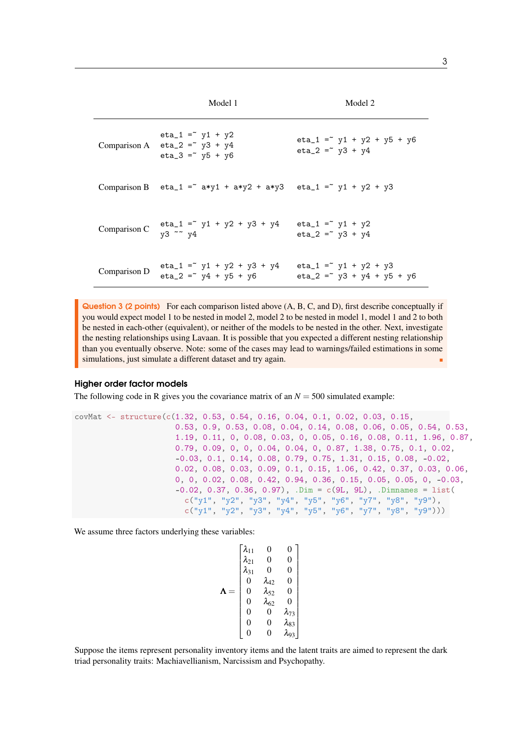| | Model 1 | Model 2 |
|---|---|---|
| Comparison A | `eta_1 =~ y1 + y2`<br>`eta_2 =~ y3 + y4`<br>`eta_3 =~ y5 + y6` | `eta_1 =~ y1 + y2 + y5 + y6`<br>`eta_2 =~ y3 + y4` |
| Comparison B | `eta_1 =~ a*y1 + a*y2 + a*y3` | `eta_1 =~ y1 + y2 + y3` |
| Comparison C | `eta_1 =~ y1 + y2 + y3 + y4`<br>`y3 ~~ y4` | `eta_1 =~ y1 + y2`<br>`eta_2 =~ y3 + y4` |
| Comparison D | `eta_1 =~ y1 + y2 + y3 + y4`<br>`eta_2 =~ y4 + y5 + y6` | `eta_1 =~ y1 + y2 + y3`<br>`eta_2 =~ y3 + y4 + y5 + y6` |

> **Question 3 (2 points)** For each comparison listed above (A, B, C, and D), first describe conceptually if you would expect model 1 to be nested in model 2, model 2 to be nested in model 1, model 1 and 2 to both be nested in each-other (equivalent), or neither of the models to be nested in the other. Next, investigate the nesting relationships using Lavaan. It is possible that you expected a different nesting relationship than you eventually observe. Note: some of the cases may lead to warnings/failed estimations in some simulations, just simulate a different dataset and try again.

### Higher order factor models

The following code in R gives you the covariance matrix of an $N = 500$ simulated example:

```
covMat <- structure(c(1.32, 0.53, 0.54, 0.16, 0.04, 0.1, 0.02, 0.03, 0.15,
                      0.53, 0.9, 0.53, 0.08, 0.04, 0.14, 0.08, 0.06, 0.05, 0.54, 0.53,
                      1.19, 0.11, 0, 0.08, 0.03, 0, 0.05, 0.16, 0.08, 0.11, 1.96, 0.87,
                      0.79, 0.09, 0, 0, 0.04, 0.04, 0, 0.87, 1.38, 0.75, 0.1, 0.02,
                      -0.03, 0.1, 0.14, 0.08, 0.79, 0.75, 1.31, 0.15, 0.08, -0.02,
                      0.02, 0.08, 0.03, 0.09, 0.1, 0.15, 1.06, 0.42, 0.37, 0.03, 0.06,
                      0, 0, 0.02, 0.08, 0.42, 0.94, 0.36, 0.15, 0.05, 0.05, 0, -0.03,
                      -0.02, 0.37, 0.36, 0.97), .Dim = c(9L, 9L), .Dimnames = list(
                        c("y1", "y2", "y3", "y4", "y5", "y6", "y7", "y8", "y9"),
                        c("y1", "y2", "y3", "y4", "y5", "y6", "y7", "y8", "y9")))
```

We assume three factors underlying these variables:

$$\mathbf{\Lambda} = \begin{bmatrix} \lambda_{11} & 0 & 0 \\ \lambda_{21} & 0 & 0 \\ \lambda_{31} & 0 & 0 \\ 0 & \lambda_{42} & 0 \\ 0 & \lambda_{52} & 0 \\ 0 & \lambda_{62} & 0 \\ 0 & 0 & \lambda_{73} \\ 0 & 0 & \lambda_{83} \\ 0 & 0 & \lambda_{93} \end{bmatrix}$$

Suppose the items represent personality inventory items and the latent traits are aimed to represent the dark triad personality traits: Machiavellianism, Narcissism and Psychopathy.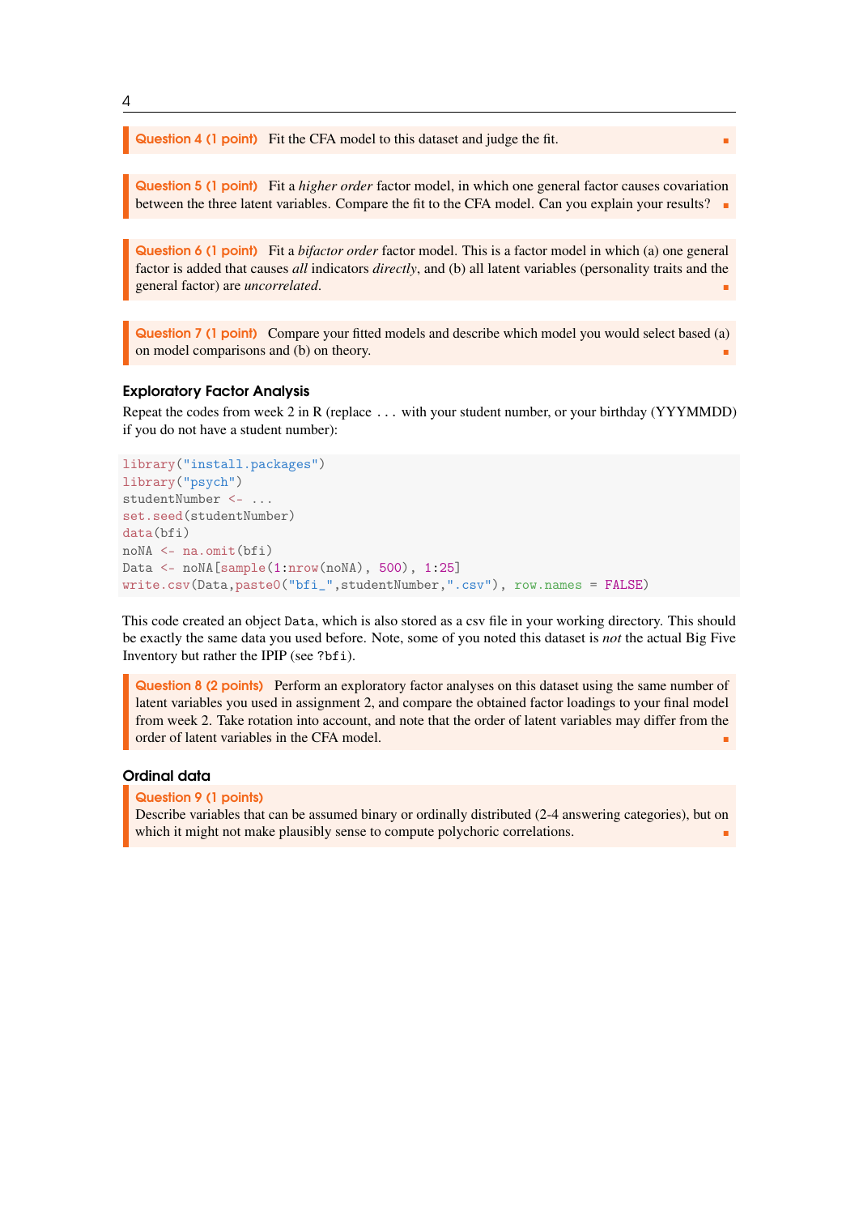**Question 4 (1 point)** Fit the CFA model to this dataset and judge the fit.

**Question 5 (1 point)** Fit a *higher order* factor model, in which one general factor causes covariation between the three latent variables. Compare the fit to the CFA model. Can you explain your results?

**Question 6 (1 point)** Fit a *bifactor order* factor model. This is a factor model in which (a) one general factor is added that causes *all* indicators *directly*, and (b) all latent variables (personality traits and the general factor) are *uncorrelated*.

**Question 7 (1 point)** Compare your fitted models and describe which model you would select based (a) on model comparisons and (b) on theory.

### Exploratory Factor Analysis

Repeat the codes from week 2 in R (replace . . . with your student number, or your birthday (YYYMMDD) if you do not have a student number):

```
library("install.packages")
library("psych")
studentNumber <- ...
set.seed(studentNumber)
data(bfi)
noNA <- na.omit(bfi)
Data <- noNA[sample(1:nrow(noNA), 500), 1:25]
write.csv(Data,paste0("bfi_",studentNumber,".csv"), row.names = FALSE)
```

This code created an object Data, which is also stored as a csv file in your working directory. This should be exactly the same data you used before. Note, some of you noted this dataset is *not* the actual Big Five Inventory but rather the IPIP (see ?bfi).

**Question 8 (2 points)** Perform an exploratory factor analyses on this dataset using the same number of latent variables you used in assignment 2, and compare the obtained factor loadings to your final model from week 2. Take rotation into account, and note that the order of latent variables may differ from the order of latent variables in the CFA model.

### Ordinal data

**Question 9 (1 points)**
Describe variables that can be assumed binary or ordinally distributed (2-4 answering categories), but on which it might not make plausibly sense to compute polychoric correlations.